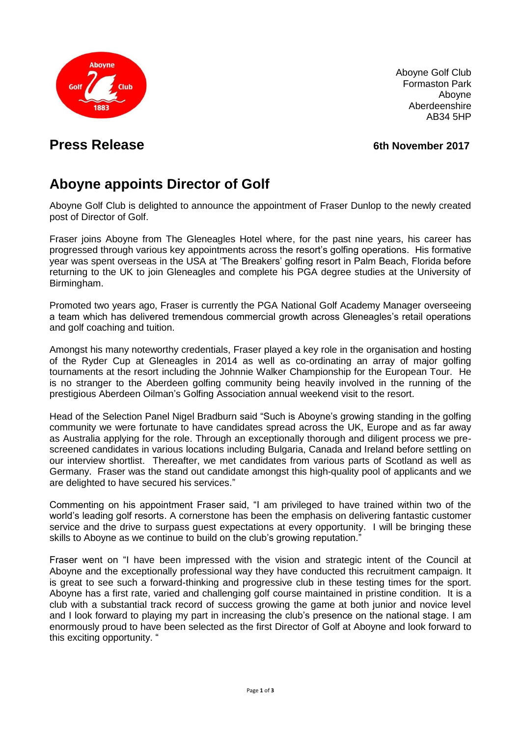Aboyne Golf Club
Formaston Park
Aboyne
Aberdeenshire
AB34 5HP

## Press Release

**6th November 2017**

# Aboyne appoints Director of Golf

Aboyne Golf Club is delighted to announce the appointment of Fraser Dunlop to the newly created post of Director of Golf.

Fraser joins Aboyne from The Gleneagles Hotel where, for the past nine years, his career has progressed through various key appointments across the resort's golfing operations. His formative year was spent overseas in the USA at 'The Breakers' golfing resort in Palm Beach, Florida before returning to the UK to join Gleneagles and complete his PGA degree studies at the University of Birmingham.

Promoted two years ago, Fraser is currently the PGA National Golf Academy Manager overseeing a team which has delivered tremendous commercial growth across Gleneagles's retail operations and golf coaching and tuition.

Amongst his many noteworthy credentials, Fraser played a key role in the organisation and hosting of the Ryder Cup at Gleneagles in 2014 as well as co-ordinating an array of major golfing tournaments at the resort including the Johnnie Walker Championship for the European Tour. He is no stranger to the Aberdeen golfing community being heavily involved in the running of the prestigious Aberdeen Oilman's Golfing Association annual weekend visit to the resort.

Head of the Selection Panel Nigel Bradburn said "Such is Aboyne's growing standing in the golfing community we were fortunate to have candidates spread across the UK, Europe and as far away as Australia applying for the role. Through an exceptionally thorough and diligent process we pre-screened candidates in various locations including Bulgaria, Canada and Ireland before settling on our interview shortlist. Thereafter, we met candidates from various parts of Scotland as well as Germany. Fraser was the stand out candidate amongst this high-quality pool of applicants and we are delighted to have secured his services."

Commenting on his appointment Fraser said, "I am privileged to have trained within two of the world's leading golf resorts. A cornerstone has been the emphasis on delivering fantastic customer service and the drive to surpass guest expectations at every opportunity. I will be bringing these skills to Aboyne as we continue to build on the club's growing reputation."

Fraser went on "I have been impressed with the vision and strategic intent of the Council at Aboyne and the exceptionally professional way they have conducted this recruitment campaign. It is great to see such a forward-thinking and progressive club in these testing times for the sport. Aboyne has a first rate, varied and challenging golf course maintained in pristine condition. It is a club with a substantial track record of success growing the game at both junior and novice level and I look forward to playing my part in increasing the club's presence on the national stage. I am enormously proud to have been selected as the first Director of Golf at Aboyne and look forward to this exciting opportunity. "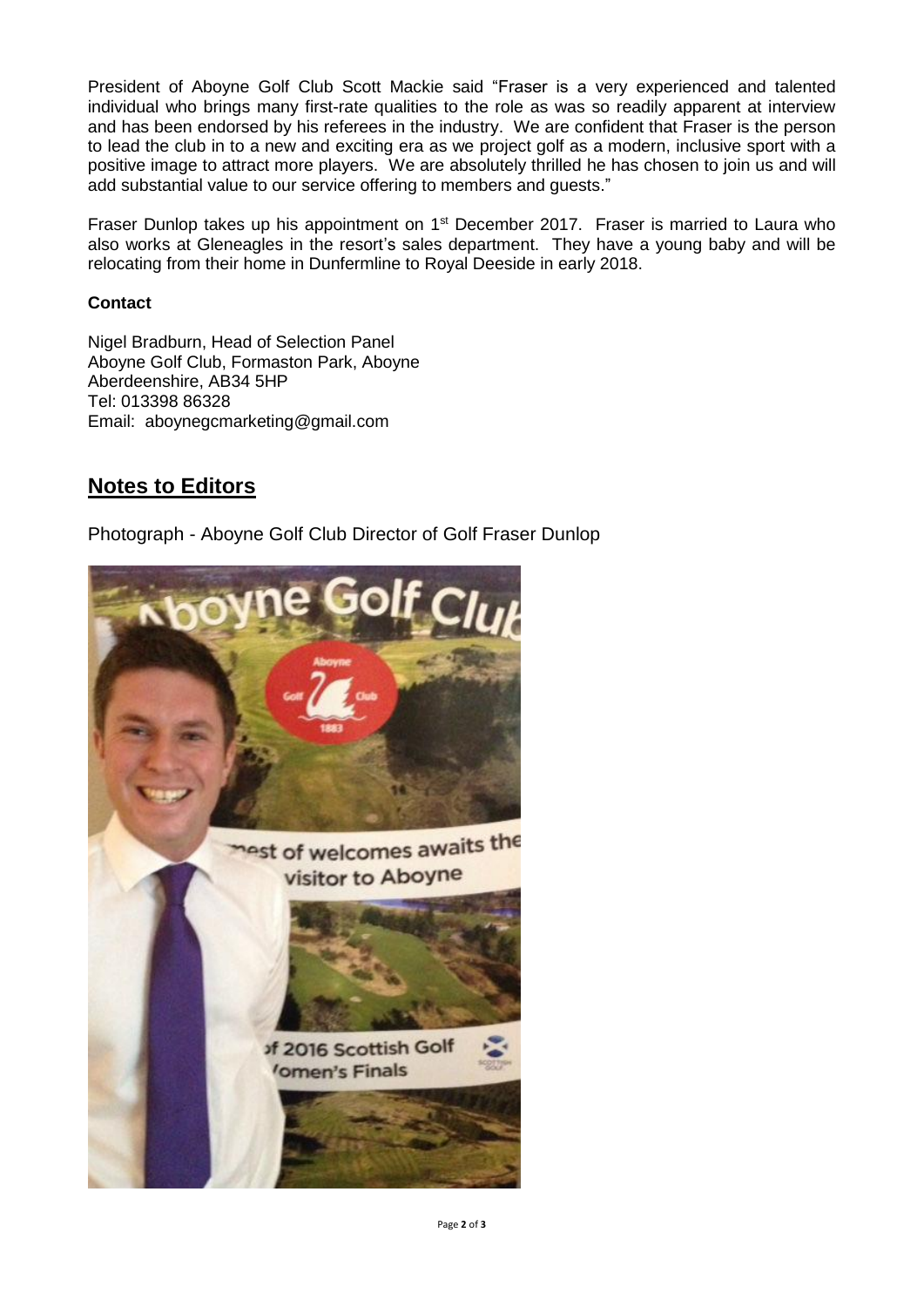President of Aboyne Golf Club Scott Mackie said "Fraser is a very experienced and talented individual who brings many first-rate qualities to the role as was so readily apparent at interview and has been endorsed by his referees in the industry. We are confident that Fraser is the person to lead the club in to a new and exciting era as we project golf as a modern, inclusive sport with a positive image to attract more players. We are absolutely thrilled he has chosen to join us and will add substantial value to our service offering to members and guests."

Fraser Dunlop takes up his appointment on 1st December 2017. Fraser is married to Laura who also works at Gleneagles in the resort's sales department. They have a young baby and will be relocating from their home in Dunfermline to Royal Deeside in early 2018.

**Contact**

Nigel Bradburn, Head of Selection Panel
Aboyne Golf Club, Formaston Park, Aboyne
Aberdeenshire, AB34 5HP
Tel: 013398 86328
Email: aboynegcmarketing@gmail.com

## Notes to Editors

Photograph - Aboyne Golf Club Director of Golf Fraser Dunlop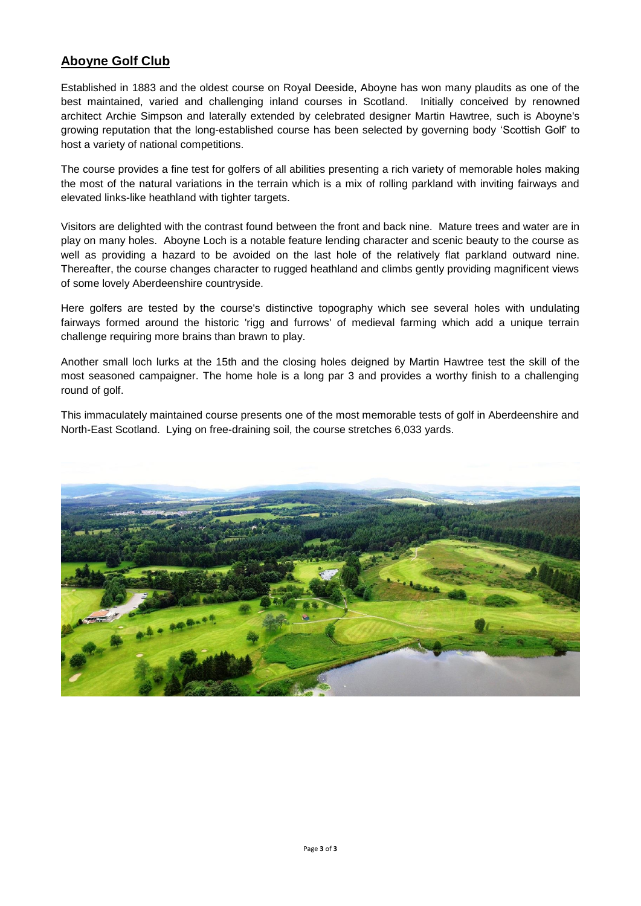## Aboyne Golf Club

Established in 1883 and the oldest course on Royal Deeside, Aboyne has won many plaudits as one of the best maintained, varied and challenging inland courses in Scotland. Initially conceived by renowned architect Archie Simpson and laterally extended by celebrated designer Martin Hawtree, such is Aboyne's growing reputation that the long-established course has been selected by governing body 'Scottish Golf' to host a variety of national competitions.

The course provides a fine test for golfers of all abilities presenting a rich variety of memorable holes making the most of the natural variations in the terrain which is a mix of rolling parkland with inviting fairways and elevated links-like heathland with tighter targets.

Visitors are delighted with the contrast found between the front and back nine. Mature trees and water are in play on many holes. Aboyne Loch is a notable feature lending character and scenic beauty to the course as well as providing a hazard to be avoided on the last hole of the relatively flat parkland outward nine. Thereafter, the course changes character to rugged heathland and climbs gently providing magnificent views of some lovely Aberdeenshire countryside.

Here golfers are tested by the course's distinctive topography which see several holes with undulating fairways formed around the historic 'rigg and furrows' of medieval farming which add a unique terrain challenge requiring more brains than brawn to play.

Another small loch lurks at the 15th and the closing holes deigned by Martin Hawtree test the skill of the most seasoned campaigner. The home hole is a long par 3 and provides a worthy finish to a challenging round of golf.

This immaculately maintained course presents one of the most memorable tests of golf in Aberdeenshire and North-East Scotland. Lying on free-draining soil, the course stretches 6,033 yards.